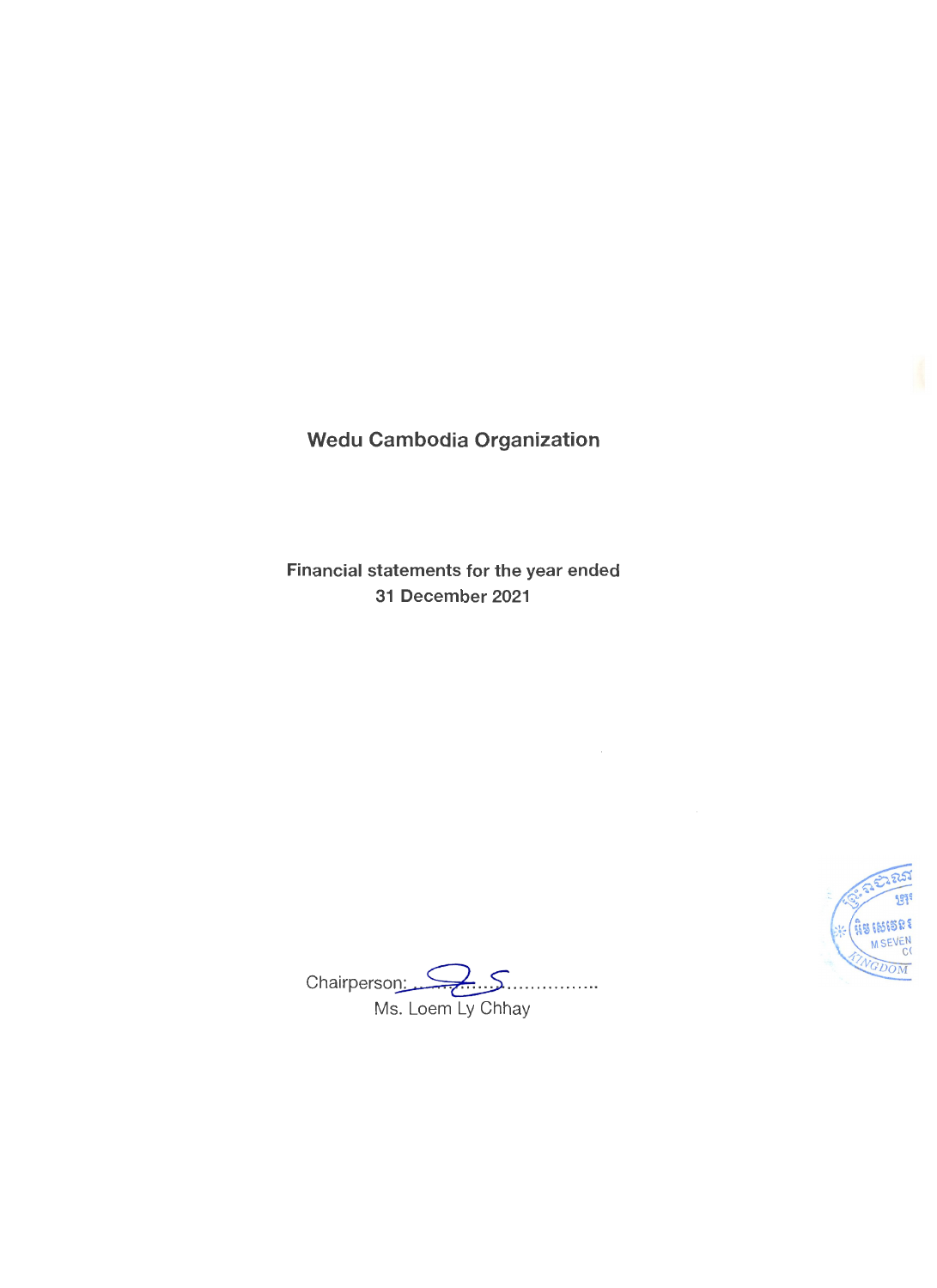# Wedu Cambodia Organization

**Financial statements for the year ended 31 December 2021**

Chairperson: ..........................................

Ms. Loem Ly Chhay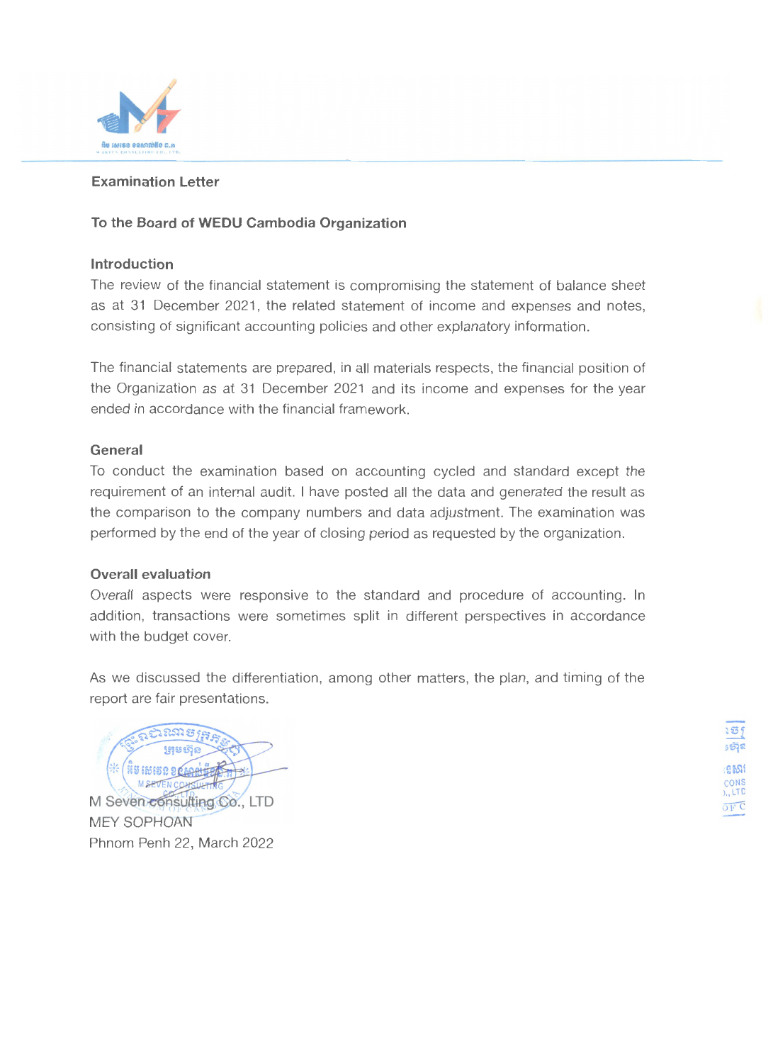## Examination Letter

**To the Board of WEDU Cambodia Organization**

### Introduction

The review of the financial statement is compromising the statement of balance sheet as at 31 December 2021, the related statement of income and expenses and notes, consisting of significant accounting policies and other explanatory information.

The financial statements are prepared, in all materials respects, the financial position of the Organization as at 31 December 2021 and its income and expenses for the year ended in accordance with the financial framework.

### General

To conduct the examination based on accounting cycled and standard except the requirement of an internal audit. I have posted all the data and generated the result as the comparison to the company numbers and data adjustment. The examination was performed by the end of the year of closing period as requested by the organization.

### Overall evaluation

Overall aspects were responsive to the standard and procedure of accounting. In addition, transactions were sometimes split in different perspectives in accordance with the budget cover.

As we discussed the differentiation, among other matters, the plan, and timing of the report are fair presentations.

M Seven consulting Co., LTD
MEY SOPHOAN
Phnom Penh 22, March 2022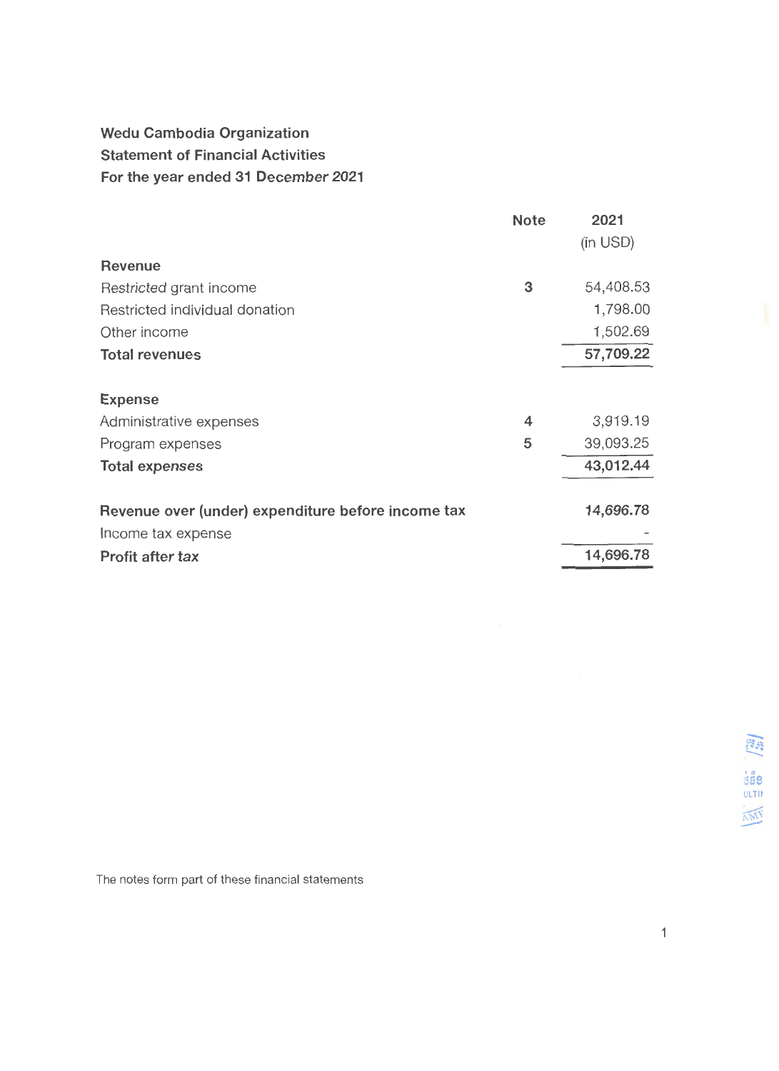**Wedu Cambodia Organization**
**Statement of Financial Activities**
**For the year ended 31 December 2021**

| | Note | 2021 (in USD) |
|---|---|---|
| **Revenue** | | |
| Restricted grant income | 3 | 54,408.53 |
| Restricted individual donation | | 1,798.00 |
| Other income | | 1,502.69 |
| **Total revenues** | | **57,709.22** |
| | | |
| **Expense** | | |
| Administrative expenses | 4 | 3,919.19 |
| Program expenses | 5 | 39,093.25 |
| **Total expenses** | | **43,012.44** |
| | | |
| **Revenue over (under) expenditure before income tax** | | **14,696.78** |
| Income tax expense | | - |
| **Profit after tax** | | **14,696.78** |

The notes form part of these financial statements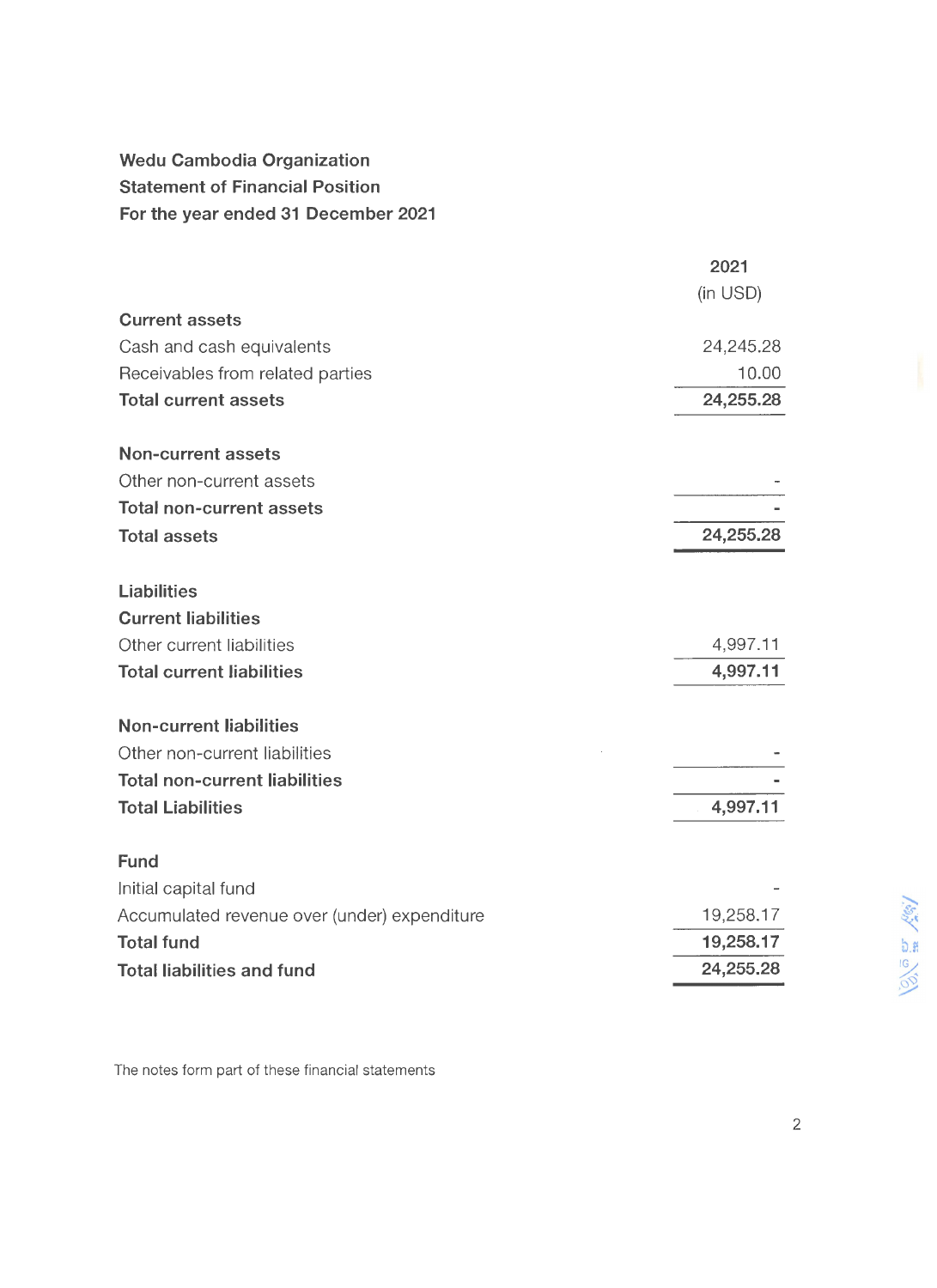**Wedu Cambodia Organization**
**Statement of Financial Position**
**For the year ended 31 December 2021**

| | 2021 (in USD) |
|---|---:|
| **Current assets** | |
| Cash and cash equivalents | 24,245.28 |
| Receivables from related parties | 10.00 |
| **Total current assets** | **24,255.28** |
| | |
| **Non-current assets** | |
| Other non-current assets | - |
| **Total non-current assets** | **-** |
| **Total assets** | **24,255.28** |
| | |
| **Liabilities** | |
| **Current liabilities** | |
| Other current liabilities | 4,997.11 |
| **Total current liabilities** | **4,997.11** |
| | |
| **Non-current liabilities** | |
| Other non-current liabilities | - |
| **Total non-current liabilities** | **-** |
| **Total Liabilities** | **4,997.11** |
| | |
| **Fund** | |
| Initial capital fund | - |
| Accumulated revenue over (under) expenditure | 19,258.17 |
| **Total fund** | **19,258.17** |
| **Total liabilities and fund** | **24,255.28** |

The notes form part of these financial statements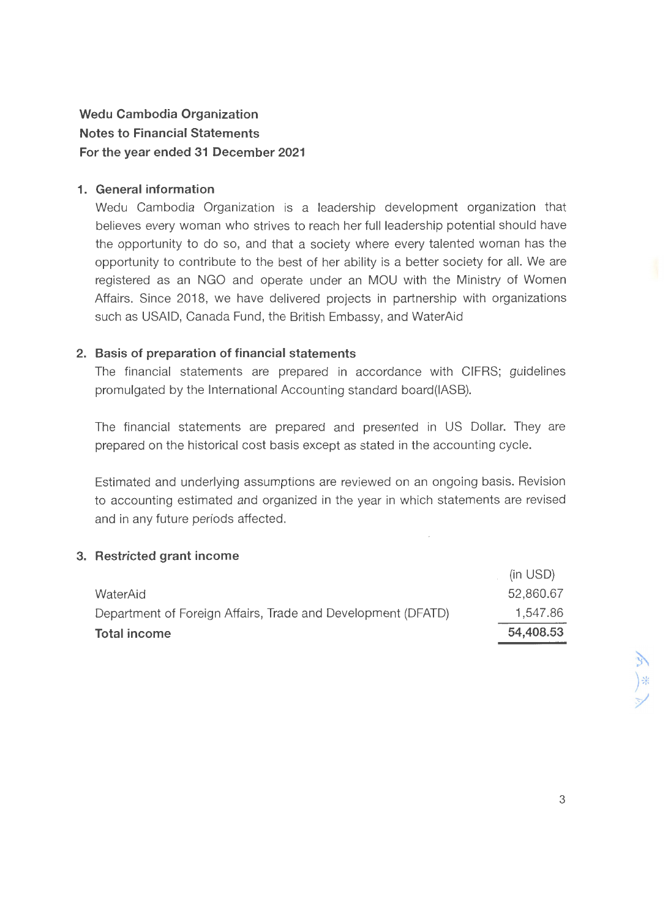**Wedu Cambodia Organization**
**Notes to Financial Statements**
**For the year ended 31 December 2021**

## 1. General information

Wedu Cambodia Organization is a leadership development organization that believes every woman who strives to reach her full leadership potential should have the opportunity to do so, and that a society where every talented woman has the opportunity to contribute to the best of her ability is a better society for all. We are registered as an NGO and operate under an MOU with the Ministry of Women Affairs. Since 2018, we have delivered projects in partnership with organizations such as USAID, Canada Fund, the British Embassy, and WaterAid

## 2. Basis of preparation of financial statements

The financial statements are prepared in accordance with CIFRS; guidelines promulgated by the International Accounting standard board(IASB).

The financial statements are prepared and presented in US Dollar. They are prepared on the historical cost basis except as stated in the accounting cycle.

Estimated and underlying assumptions are reviewed on an ongoing basis. Revision to accounting estimated and organized in the year in which statements are revised and in any future periods affected.

## 3. Restricted grant income

| | (in USD) |
|---|---|
| WaterAid | 52,860.67 |
| Department of Foreign Affairs, Trade and Development (DFATD) | 1,547.86 |
| **Total income** | **54,408.53** |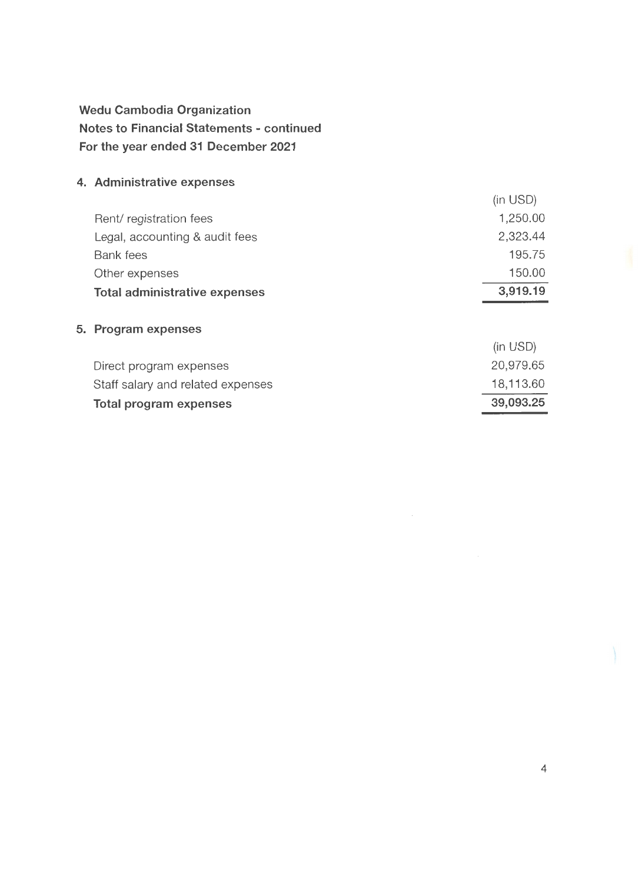**Wedu Cambodia Organization**
**Notes to Financial Statements - continued**
**For the year ended 31 December 2021**

## 4. Administrative expenses

| | (in USD) |
|---|---|
| Rent/ registration fees | 1,250.00 |
| Legal, accounting & audit fees | 2,323.44 |
| Bank fees | 195.75 |
| Other expenses | 150.00 |
| **Total administrative expenses** | **3,919.19** |

## 5. Program expenses

| | (in USD) |
|---|---|
| Direct program expenses | 20,979.65 |
| Staff salary and related expenses | 18,113.60 |
| **Total program expenses** | **39,093.25** |